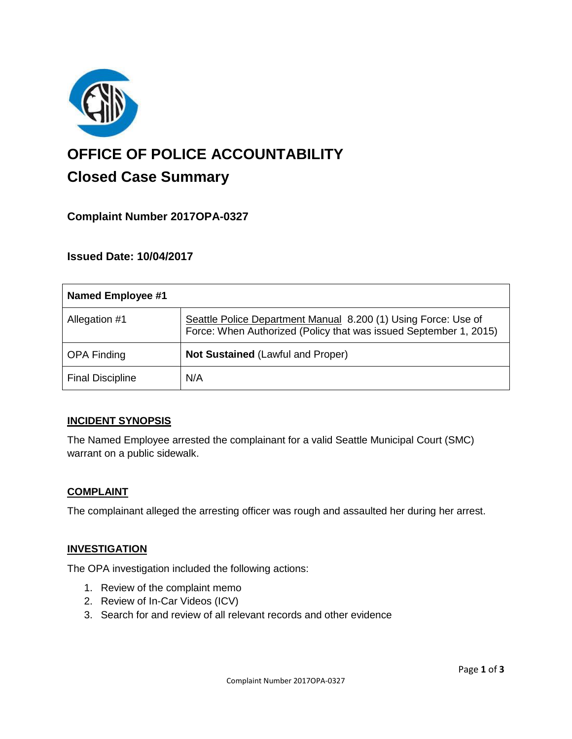# OFFICE OF POLICE ACCOUNTABILITY

## Closed Case Summary

### Complaint Number 2017OPA-0327

### Issued Date: 10/04/2017

| Named Employee #1 | |
|---|---|
| Allegation #1 | Seattle Police Department Manual 8.200 (1) Using Force: Use of Force: When Authorized (Policy that was issued September 1, 2015) |
| OPA Finding | **Not Sustained** (Lawful and Proper) |
| Final Discipline | N/A |

### INCIDENT SYNOPSIS

The Named Employee arrested the complainant for a valid Seattle Municipal Court (SMC) warrant on a public sidewalk.

### COMPLAINT

The complainant alleged the arresting officer was rough and assaulted her during her arrest.

### INVESTIGATION

The OPA investigation included the following actions:

1. Review of the complaint memo
2. Review of In-Car Videos (ICV)
3. Search for and review of all relevant records and other evidence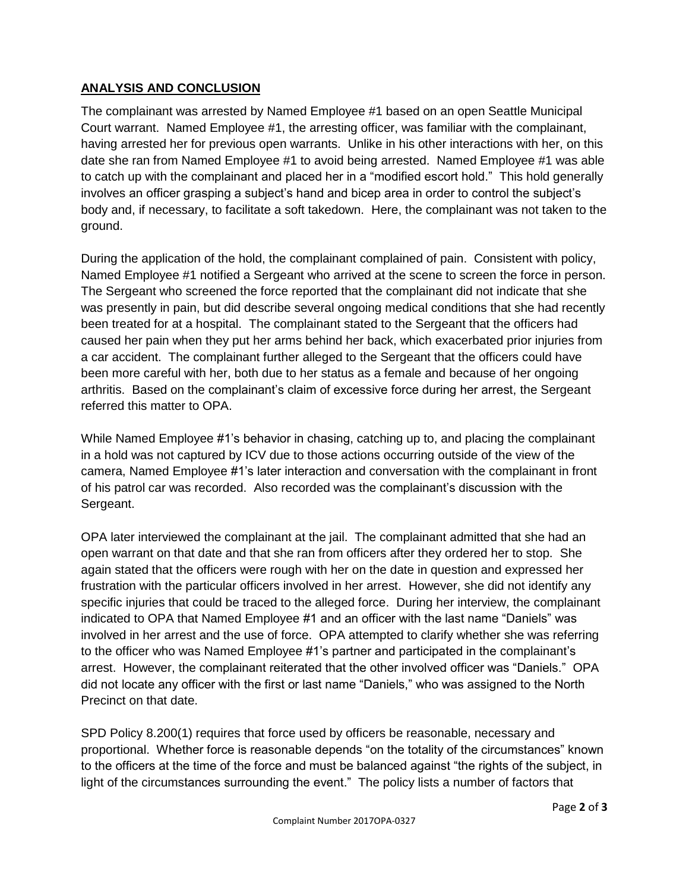## **ANALYSIS AND CONCLUSION**

The complainant was arrested by Named Employee #1 based on an open Seattle Municipal Court warrant. Named Employee #1, the arresting officer, was familiar with the complainant, having arrested her for previous open warrants. Unlike in his other interactions with her, on this date she ran from Named Employee #1 to avoid being arrested. Named Employee #1 was able to catch up with the complainant and placed her in a "modified escort hold." This hold generally involves an officer grasping a subject's hand and bicep area in order to control the subject's body and, if necessary, to facilitate a soft takedown. Here, the complainant was not taken to the ground.

During the application of the hold, the complainant complained of pain. Consistent with policy, Named Employee #1 notified a Sergeant who arrived at the scene to screen the force in person. The Sergeant who screened the force reported that the complainant did not indicate that she was presently in pain, but did describe several ongoing medical conditions that she had recently been treated for at a hospital. The complainant stated to the Sergeant that the officers had caused her pain when they put her arms behind her back, which exacerbated prior injuries from a car accident. The complainant further alleged to the Sergeant that the officers could have been more careful with her, both due to her status as a female and because of her ongoing arthritis. Based on the complainant's claim of excessive force during her arrest, the Sergeant referred this matter to OPA.

While Named Employee #1's behavior in chasing, catching up to, and placing the complainant in a hold was not captured by ICV due to those actions occurring outside of the view of the camera, Named Employee #1's later interaction and conversation with the complainant in front of his patrol car was recorded. Also recorded was the complainant's discussion with the Sergeant.

OPA later interviewed the complainant at the jail. The complainant admitted that she had an open warrant on that date and that she ran from officers after they ordered her to stop. She again stated that the officers were rough with her on the date in question and expressed her frustration with the particular officers involved in her arrest. However, she did not identify any specific injuries that could be traced to the alleged force. During her interview, the complainant indicated to OPA that Named Employee #1 and an officer with the last name "Daniels" was involved in her arrest and the use of force. OPA attempted to clarify whether she was referring to the officer who was Named Employee #1's partner and participated in the complainant's arrest. However, the complainant reiterated that the other involved officer was "Daniels." OPA did not locate any officer with the first or last name "Daniels," who was assigned to the North Precinct on that date.

SPD Policy 8.200(1) requires that force used by officers be reasonable, necessary and proportional. Whether force is reasonable depends "on the totality of the circumstances" known to the officers at the time of the force and must be balanced against "the rights of the subject, in light of the circumstances surrounding the event." The policy lists a number of factors that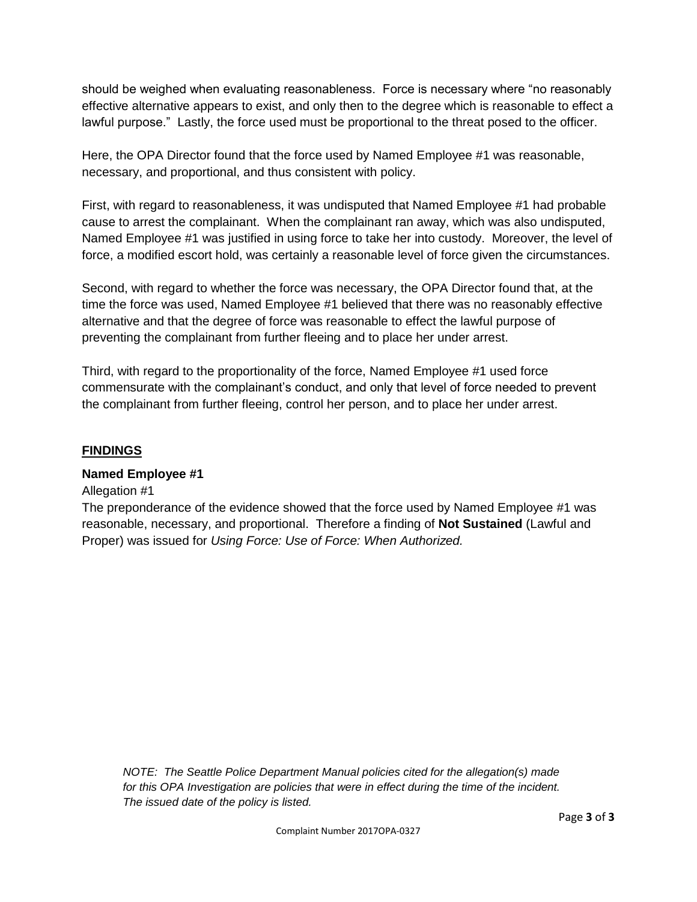should be weighed when evaluating reasonableness. Force is necessary where "no reasonably effective alternative appears to exist, and only then to the degree which is reasonable to effect a lawful purpose." Lastly, the force used must be proportional to the threat posed to the officer.

Here, the OPA Director found that the force used by Named Employee #1 was reasonable, necessary, and proportional, and thus consistent with policy.

First, with regard to reasonableness, it was undisputed that Named Employee #1 had probable cause to arrest the complainant. When the complainant ran away, which was also undisputed, Named Employee #1 was justified in using force to take her into custody. Moreover, the level of force, a modified escort hold, was certainly a reasonable level of force given the circumstances.

Second, with regard to whether the force was necessary, the OPA Director found that, at the time the force was used, Named Employee #1 believed that there was no reasonably effective alternative and that the degree of force was reasonable to effect the lawful purpose of preventing the complainant from further fleeing and to place her under arrest.

Third, with regard to the proportionality of the force, Named Employee #1 used force commensurate with the complainant's conduct, and only that level of force needed to prevent the complainant from further fleeing, control her person, and to place her under arrest.

## FINDINGS

**Named Employee #1**

Allegation #1

The preponderance of the evidence showed that the force used by Named Employee #1 was reasonable, necessary, and proportional. Therefore a finding of **Not Sustained** (Lawful and Proper) was issued for *Using Force: Use of Force: When Authorized.*

*NOTE: The Seattle Police Department Manual policies cited for the allegation(s) made for this OPA Investigation are policies that were in effect during the time of the incident. The issued date of the policy is listed.*

Complaint Number 2017OPA-0327